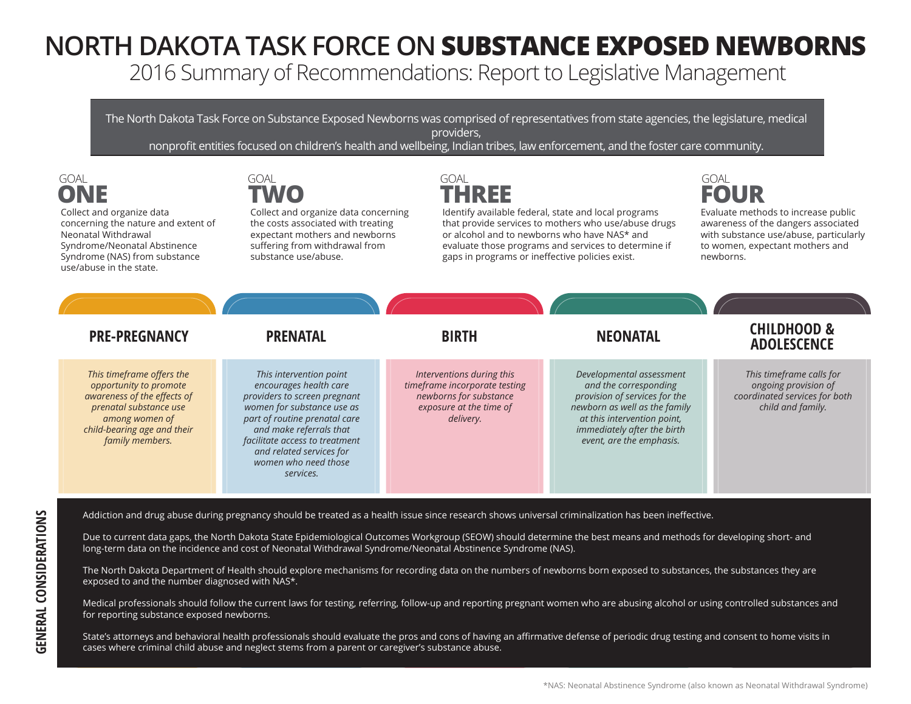# NORTH DAKOTA TASK FORCE ON **SUBSTANCE EXPOSED NEWBORNS**

## 2016 Summary of Recommendations: Report to Legislative Management

The North Dakota Task Force on Substance Exposed Newborns was comprised of representatives from state agencies, the legislature, medical providers, nonprofit entities focused on children's health and wellbeing, Indian tribes, law enforcement, and the foster care community.

### GOAL ONE

Collect and organize data concerning the nature and extent of Neonatal Withdrawal Syndrome/Neonatal Abstinence Syndrome (NAS) from substance use/abuse in the state.

### GOAL TWO

Collect and organize data concerning the costs associated with treating expectant mothers and newborns suffering from withdrawal from substance use/abuse.

### GOAL THREE

Identify available federal, state and local programs that provide services to mothers who use/abuse drugs or alcohol and to newborns who have NAS* and evaluate those programs and services to determine if gaps in programs or ineffective policies exist.

### GOAL FOUR

Evaluate methods to increase public awareness of the dangers associated with substance use/abuse, particularly to women, expectant mothers and newborns.

### PRE-PREGNANCY

*This timeframe offers the opportunity to promote awareness of the effects of prenatal substance use among women of child-bearing age and their family members.*

### PRENATAL

*This intervention point encourages health care providers to screen pregnant women for substance use as part of routine prenatal care and make referrals that facilitate access to treatment and related services for women who need those services.*

### BIRTH

*Interventions during this timeframe incorporate testing newborns for substance exposure at the time of delivery.*

### NEONATAL

*Developmental assessment and the corresponding provision of services for the newborn as well as the family at this intervention point, immediately after the birth event, are the emphasis.*

### CHILDHOOD & ADOLESCENCE

*This timeframe calls for ongoing provision of coordinated services for both child and family.*

### GENERAL CONSIDERATIONS

Addiction and drug abuse during pregnancy should be treated as a health issue since research shows universal criminalization has been ineffective.

Due to current data gaps, the North Dakota State Epidemiological Outcomes Workgroup (SEOW) should determine the best means and methods for developing short- and long-term data on the incidence and cost of Neonatal Withdrawal Syndrome/Neonatal Abstinence Syndrome (NAS).

The North Dakota Department of Health should explore mechanisms for recording data on the numbers of newborns born exposed to substances, the substances they are exposed to and the number diagnosed with NAS*.

Medical professionals should follow the current laws for testing, referring, follow-up and reporting pregnant women who are abusing alcohol or using controlled substances and for reporting substance exposed newborns.

State's attorneys and behavioral health professionals should evaluate the pros and cons of having an affirmative defense of periodic drug testing and consent to home visits in cases where criminal child abuse and neglect stems from a parent or caregiver's substance abuse.

*NAS: Neonatal Abstinence Syndrome (also known as Neonatal Withdrawal Syndrome)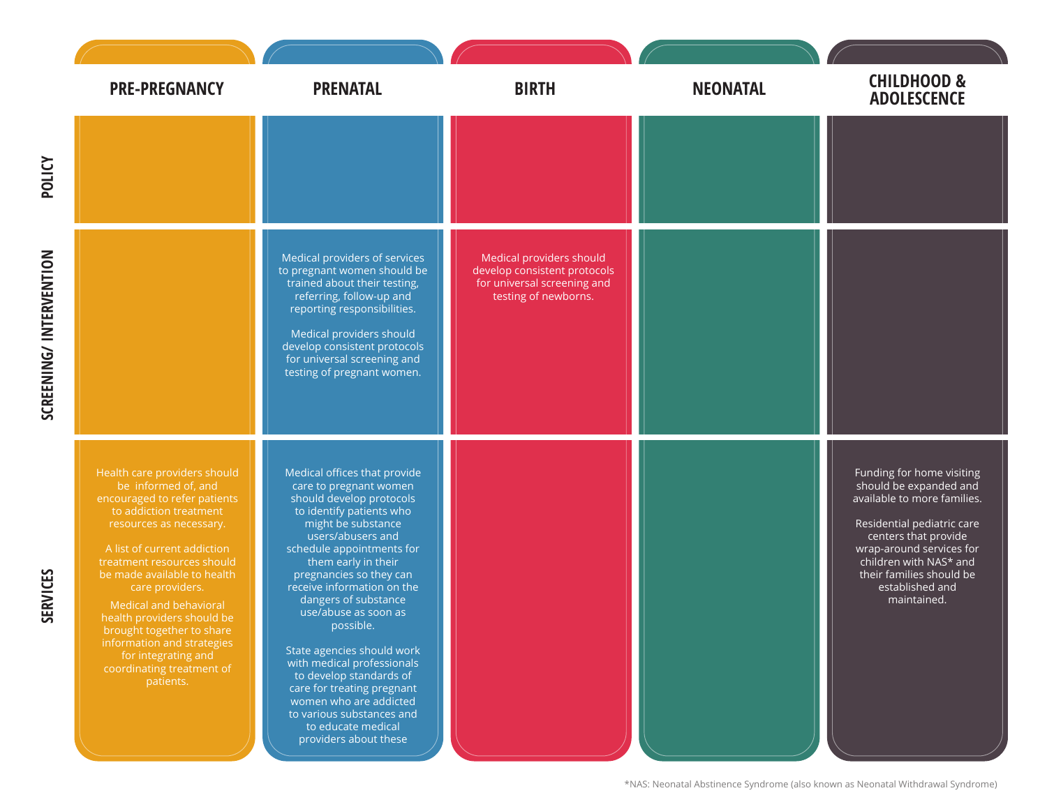| | PRE-PREGNANCY | PRENATAL | BIRTH | NEONATAL | CHILDHOOD & ADOLESCENCE |
|---|---|---|---|---|---|
| POLICY | | | | | |
| SCREENING/ INTERVENTION | | Medical providers of services to pregnant women should be trained about their testing, referring, follow-up and reporting responsibilities.<br><br>Medical providers should develop consistent protocols for universal screening and testing of pregnant women. | Medical providers should develop consistent protocols for universal screening and testing of newborns. | | |
| SERVICES | Health care providers should be informed of, and encouraged to refer patients to addiction treatment resources as necessary.<br><br>A list of current addiction treatment resources should be made available to health care providers.<br><br>Medical and behavioral health providers should be brought together to share information and strategies for integrating and coordinating treatment of patients. | Medical offices that provide care to pregnant women should develop protocols to identify patients who might be substance users/abusers and schedule appointments for them early in their pregnancies so they can receive information on the dangers of substance use/abuse as soon as possible.<br><br>State agencies should work with medical professionals to develop standards of care for treating pregnant women who are addicted to various substances and to educate medical providers about these | | | Funding for home visiting should be expanded and available to more families.<br><br>Residential pediatric care centers that provide wrap-around services for children with NAS* and their families should be established and maintained. |

*NAS: Neonatal Abstinence Syndrome (also known as Neonatal Withdrawal Syndrome)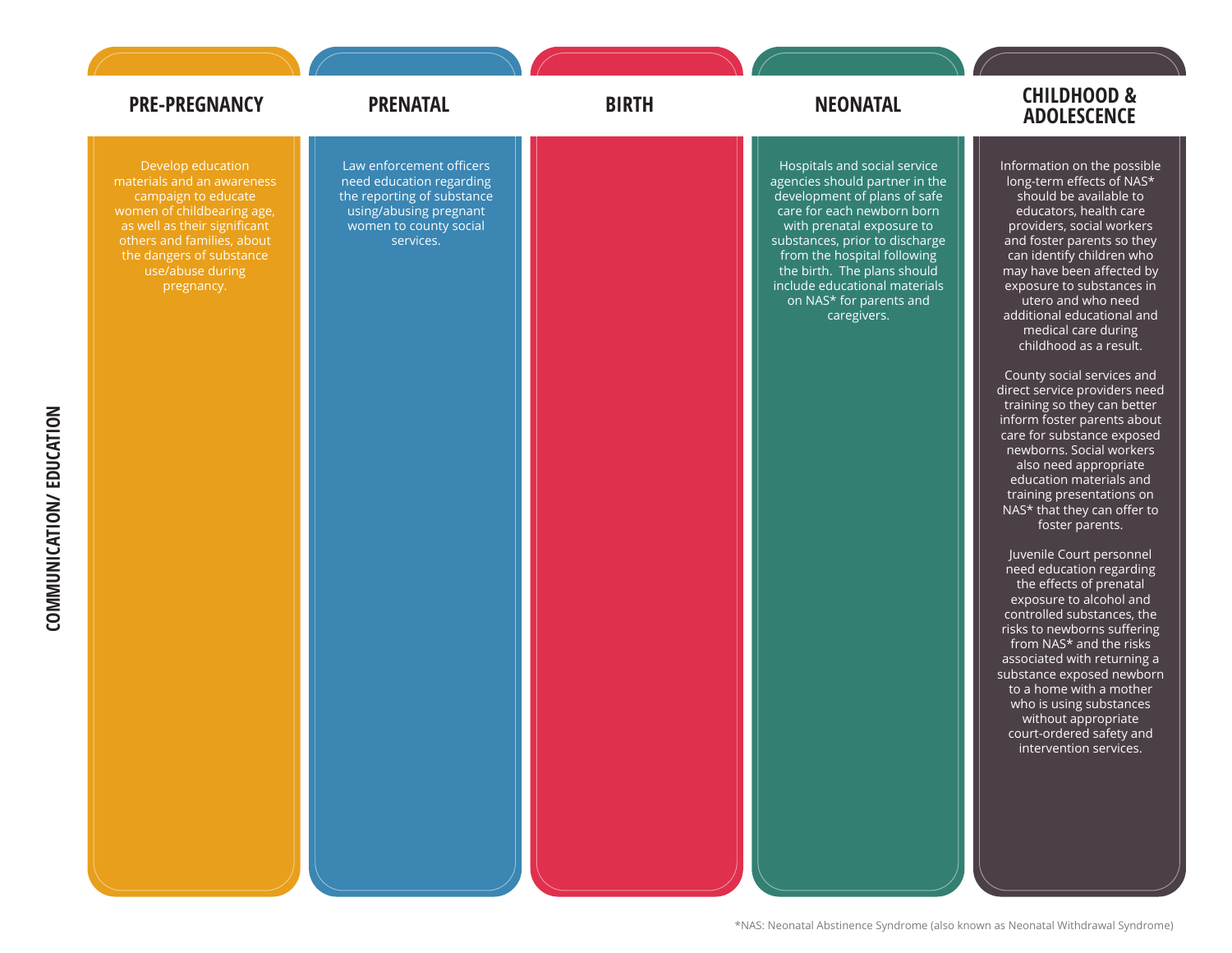## COMMUNICATION/ EDUCATION

| PRE-PREGNANCY | PRENATAL | BIRTH | NEONATAL | CHILDHOOD & ADOLESCENCE |
|---|---|---|---|---|
| Develop education materials and an awareness campaign to educate women of childbearing age, as well as their significant others and families, about the dangers of substance use/abuse during pregnancy. | Law enforcement officers need education regarding the reporting of substance using/abusing pregnant women to county social services. | | Hospitals and social service agencies should partner in the development of plans of safe care for each newborn born with prenatal exposure to substances, prior to discharge from the hospital following the birth. The plans should include educational materials on NAS* for parents and caregivers. | Information on the possible long-term effects of NAS* should be available to educators, health care providers, social workers and foster parents so they can identify children who may have been affected by exposure to substances in utero and who need additional educational and medical care during childhood as a result.<br><br>County social services and direct service providers need training so they can better inform foster parents about care for substance exposed newborns. Social workers also need appropriate education materials and training presentations on NAS* that they can offer to foster parents.<br><br>Juvenile Court personnel need education regarding the effects of prenatal exposure to alcohol and controlled substances, the risks to newborns suffering from NAS* and the risks associated with returning a substance exposed newborn to a home with a mother who is using substances without appropriate court-ordered safety and intervention services. |

*NAS: Neonatal Abstinence Syndrome (also known as Neonatal Withdrawal Syndrome)